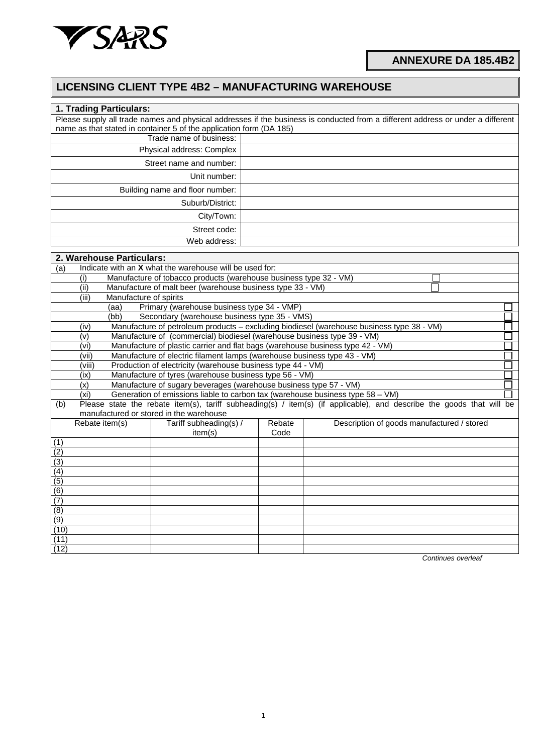SARS

**ANNEXURE DA 185.4B2**

# LICENSING CLIENT TYPE 4B2 – MANUFACTURING WAREHOUSE

## 1. Trading Particulars:

Please supply all trade names and physical addresses if the business is conducted from a different address or under a different name as that stated in container 5 of the application form (DA 185)

| | |
|---|---|
| Trade name of business: | |
| Physical address: Complex | |
| Street name and number: | |
| Unit number: | |
| Building name and floor number: | |
| Suburb/District: | |
| City/Town: | |
| Street code: | |
| Web address: | |

## 2. Warehouse Particulars:

(a) Indicate with an **X** what the warehouse will be used for:

- (i) Manufacture of tobacco products (warehouse business type 32 - VM) ☐
- (ii) Manufacture of malt beer (warehouse business type 33 - VM) ☐
- (iii) Manufacture of spirits
  - (aa) Primary (warehouse business type 34 - VMP) ☐
  - (bb) Secondary (warehouse business type 35 - VMS) ☐
- (iv) Manufacture of petroleum products – excluding biodiesel (warehouse business type 38 - VM) ☐
- (v) Manufacture of (commercial) biodiesel (warehouse business type 39 - VM) ☐
- (vi) Manufacture of plastic carrier and flat bags (warehouse business type 42 - VM) ☐
- (vii) Manufacture of electric filament lamps (warehouse business type 43 - VM) ☐
- (viii) Production of electricity (warehouse business type 44 - VM) ☐
- (ix) Manufacture of tyres (warehouse business type 56 - VM) ☐
- (x) Manufacture of sugary beverages (warehouse business type 57 - VM) ☐
- (xi) Generation of emissions liable to carbon tax (warehouse business type 58 – VM) ☐

(b) Please state the rebate item(s), tariff subheading(s) / item(s) (if applicable), and describe the goods that will be manufactured or stored in the warehouse

| Rebate item(s) | Tariff subheading(s) / item(s) | Rebate Code | Description of goods manufactured / stored |
|---|---|---|---|
| (1) | | | |
| (2) | | | |
| (3) | | | |
| (4) | | | |
| (5) | | | |
| (6) | | | |
| (7) | | | |
| (8) | | | |
| (9) | | | |
| (10) | | | |
| (11) | | | |
| (12) | | | |

*Continues overleaf*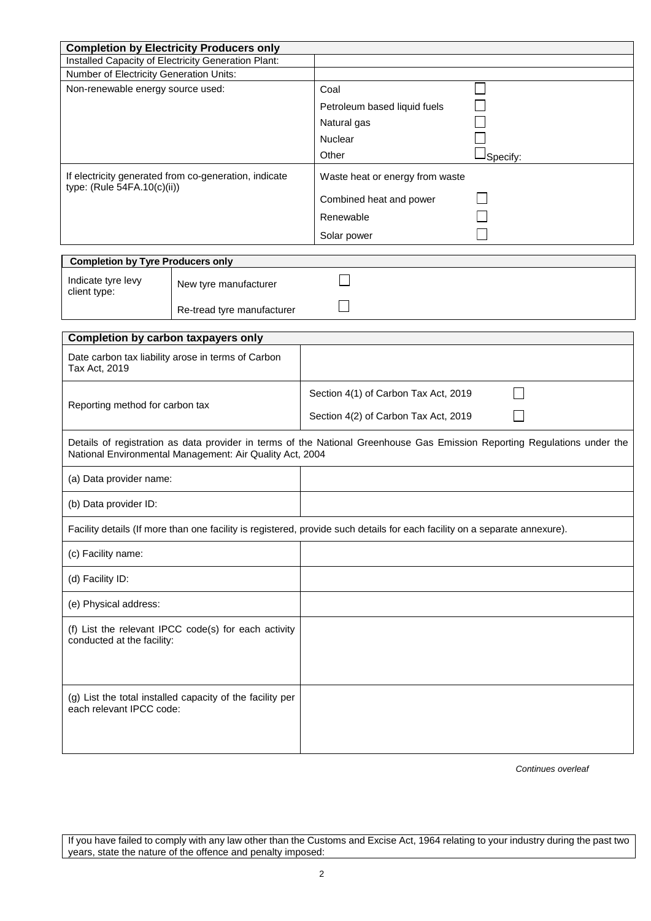| Completion by Electricity Producers only | | |
|---|---|---|
| Installed Capacity of Electricity Generation Plant: | | |
| Number of Electricity Generation Units: | | |
| Non-renewable energy source used: | Coal | ☐ |
| | Petroleum based liquid fuels | ☐ |
| | Natural gas | ☐ |
| | Nuclear | ☐ |
| | Other | ☐ Specify: |
| If electricity generated from co-generation, indicate type: (Rule 54FA.10(c)(ii)) | Waste heat or energy from waste | |
| | Combined heat and power | ☐ |
| | Renewable | ☐ |
| | Solar power | ☐ |

| Completion by Tyre Producers only | | |
|---|---|---|
| Indicate tyre levy client type: | New tyre manufacturer | ☐ |
| | Re-tread tyre manufacturer | ☐ |

| Completion by carbon taxpayers only | | |
|---|---|---|
| Date carbon tax liability arose in terms of Carbon Tax Act, 2019 | | |
| Reporting method for carbon tax | Section 4(1) of Carbon Tax Act, 2019 | ☐ |
| | Section 4(2) of Carbon Tax Act, 2019 | ☐ |
| Details of registration as data provider in terms of the National Greenhouse Gas Emission Reporting Regulations under the National Environmental Management: Air Quality Act, 2004 | | |
| (a) Data provider name: | | |
| (b) Data provider ID: | | |
| Facility details (If more than one facility is registered, provide such details for each facility on a separate annexure). | | |
| (c) Facility name: | | |
| (d) Facility ID: | | |
| (e) Physical address: | | |
| (f) List the relevant IPCC code(s) for each activity conducted at the facility: | | |
| (g) List the total installed capacity of the facility per each relevant IPCC code: | | |

*Continues overleaf*

| If you have failed to comply with any law other than the Customs and Excise Act, 1964 relating to your industry during the past two years, state the nature of the offence and penalty imposed: |
|---|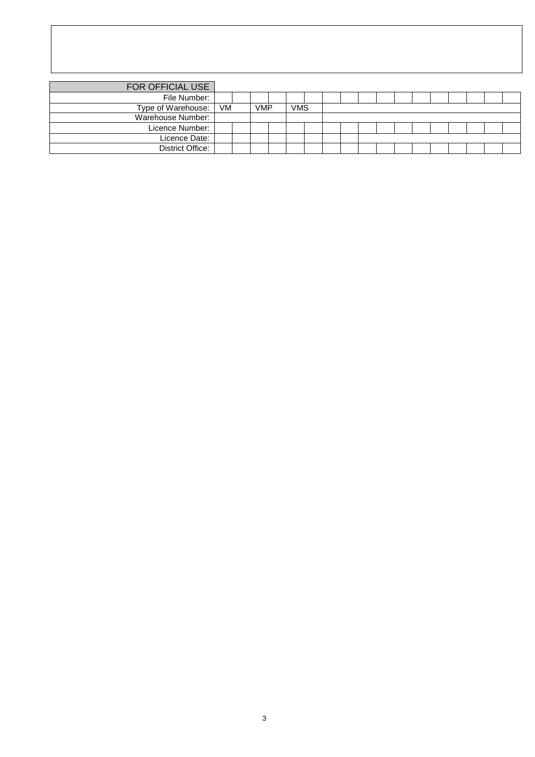| FOR OFFICIAL USE | | | | | | | | | | | | | | | | | |
|---|---|---|---|---|---|---|---|---|---|---|---|---|---|---|---|---|---|
| File Number: | | | | | | | | | | | | | | | | | |
| Type of Warehouse: | VM | | VMP | | VMS | | | | | | | | | | | | |
| Warehouse Number: | | | | | | | | | | | | | | | | | |
| Licence Number: | | | | | | | | | | | | | | | | | |
| Licence Date: | | | | | | | | | | | | | | | | | |
| District Office: | | | | | | | | | | | | | | | | | |